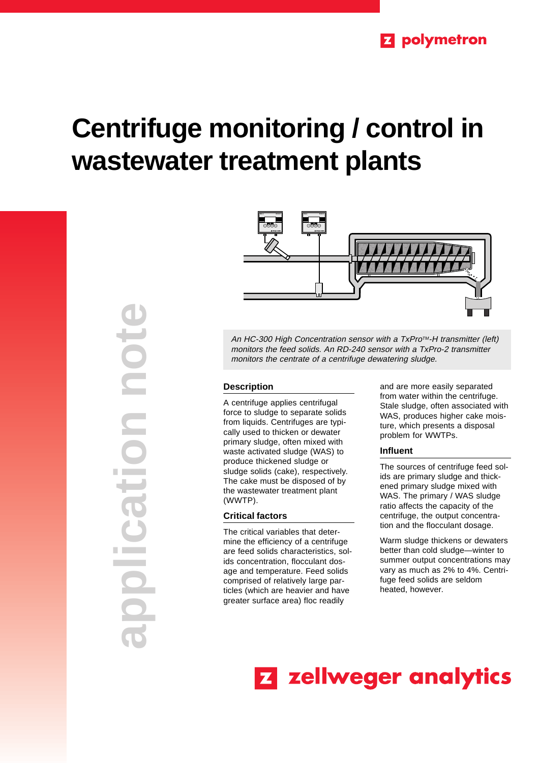# Centrifuge monitoring / control in wastewater treatment plants

application note

*An HC-300 High Concentration sensor with a TxPro™-H transmitter (left) monitors the feed solids. An RD-240 sensor with a TxPro-2 transmitter monitors the centrate of a centrifuge dewatering sludge.*

## Description

A centrifuge applies centrifugal force to sludge to separate solids from liquids. Centrifuges are typically used to thicken or dewater primary sludge, often mixed with waste activated sludge (WAS) to produce thickened sludge or sludge solids (cake), respectively. The cake must be disposed of by the wastewater treatment plant (WWTP).

## Critical factors

The critical variables that determine the efficiency of a centrifuge are feed solids characteristics, solids concentration, flocculant dosage and temperature. Feed solids comprised of relatively large particles (which are heavier and have greater surface area) floc readily and are more easily separated from water within the centrifuge. Stale sludge, often associated with WAS, produces higher cake moisture, which presents a disposal problem for WWTPs.

## Influent

The sources of centrifuge feed solids are primary sludge and thickened primary sludge mixed with WAS. The primary / WAS sludge ratio affects the capacity of the centrifuge, the output concentration and the flocculant dosage.

Warm sludge thickens or dewaters better than cold sludge—winter to summer output concentrations may vary as much as 2% to 4%. Centrifuge feed solids are seldom heated, however.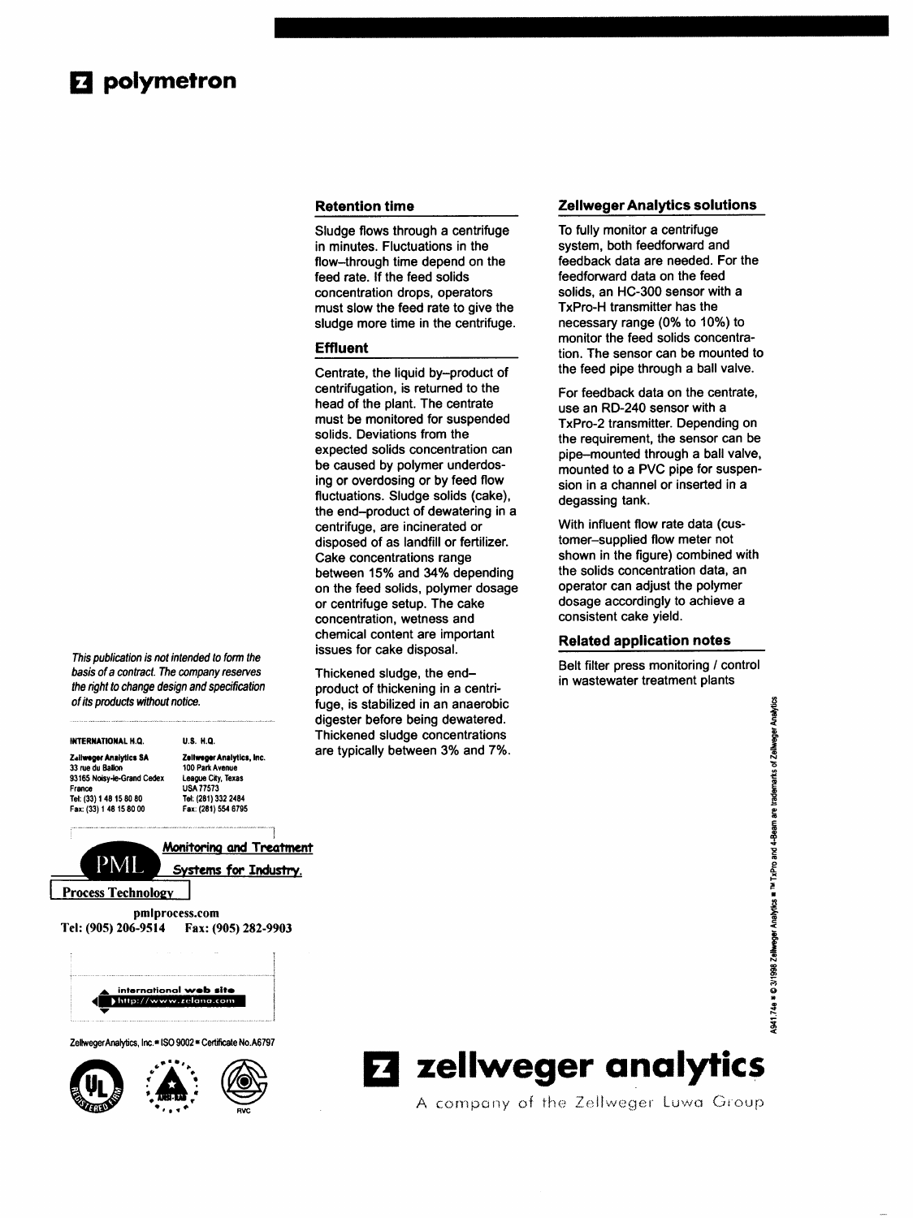# polymetron

### Retention time

Sludge flows through a centrifuge in minutes. Fluctuations in the flow–through time depend on the feed rate. If the feed solids concentration drops, operators must slow the feed rate to give the sludge more time in the centrifuge.

### Effluent

Centrate, the liquid by–product of centrifugation, is returned to the head of the plant. The centrate must be monitored for suspended solids. Deviations from the expected solids concentration can be caused by polymer underdosing or overdosing or by feed flow fluctuations. Sludge solids (cake), the end–product of dewatering in a centrifuge, are incinerated or disposed of as landfill or fertilizer. Cake concentrations range between 15% and 34% depending on the feed solids, polymer dosage or centrifuge setup. The cake concentration, wetness and chemical content are important issues for cake disposal.

Thickened sludge, the end–product of thickening in a centrifuge, is stabilized in an anaerobic digester before being dewatered. Thickened sludge concentrations are typically between 3% and 7%.

### Zellweger Analytics solutions

To fully monitor a centrifuge system, both feedforward and feedback data are needed. For the feedforward data on the feed solids, an HC-300 sensor with a TxPro-H transmitter has the necessary range (0% to 10%) to monitor the feed solids concentration. The sensor can be mounted to the feed pipe through a ball valve.

For feedback data on the centrate, use an RD-240 sensor with a TxPro-2 transmitter. Depending on the requirement, the sensor can be pipe–mounted through a ball valve, mounted to a PVC pipe for suspension in a channel or inserted in a degassing tank.

With influent flow rate data (customer–supplied flow meter not shown in the figure) combined with the solids concentration data, an operator can adjust the polymer dosage accordingly to achieve a consistent cake yield.

### Related application notes

Belt filter press monitoring / control in wastewater treatment plants

*This publication is not intended to form the basis of a contract. The company reserves the right to change design and specification of its products without notice.*

**INTERNATIONAL H.Q.**
Zellweger Analytics SA
33 rue du Ballon
93165 Noisy-le-Grand Cedex
France
Tel: (33) 1 48 15 80 80
Fax: (33) 1 48 15 80 00

**U.S. H.Q.**
Zellweger Analytics, Inc.
100 Park Avenue
League City, Texas
USA 77573
Tel: (281) 332 2484
Fax: (281) 554 6795

PML Monitoring and Treatment Systems for Industry.
Process Technology
pmlprocess.com
Tel: (905) 206-9514 Fax: (905) 282-9903

international web site
http://www.zelana.com

Zellweger Analytics, Inc. ■ ISO 9002 ■ Certificate No.A6797

A941.74e ■ © 3/1998 Zellweger Analytics ■ ™ TxPro and 4-Beam are trademarks of Zellweger Analytics

# zellweger analytics

A company of the Zellweger Luwa Group